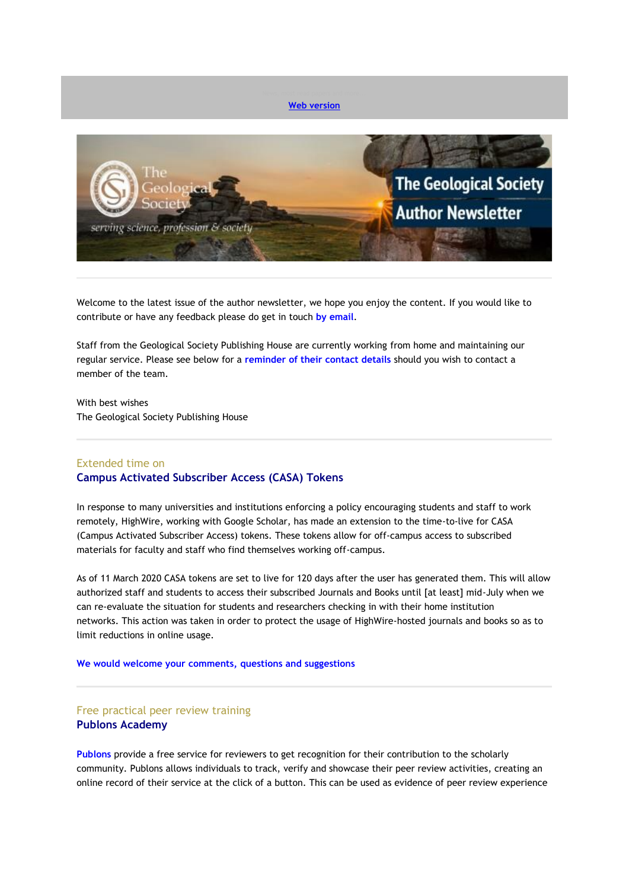Web version

# The Geological Society Author Newsletter

Welcome to the latest issue of the author newsletter, we hope you enjoy the content. If you would like to contribute or have any feedback please do get in touch **by email**.

Staff from the Geological Society Publishing House are currently working from home and maintaining our regular service. Please see below for a **reminder of their contact details** should you wish to contact a member of the team.

With best wishes
The Geological Society Publishing House

---

Extended time on

## Campus Activated Subscriber Access (CASA) Tokens

In response to many universities and institutions enforcing a policy encouraging students and staff to work remotely, HighWire, working with Google Scholar, has made an extension to the time-to-live for CASA (Campus Activated Subscriber Access) tokens. These tokens allow for off-campus access to subscribed materials for faculty and staff who find themselves working off-campus.

As of 11 March 2020 CASA tokens are set to live for 120 days after the user has generated them. This will allow authorized staff and students to access their subscribed Journals and Books until [at least] mid-July when we can re-evaluate the situation for students and researchers checking in with their home institution networks. This action was taken in order to protect the usage of HighWire-hosted journals and books so as to limit reductions in online usage.

**We would welcome your comments, questions and suggestions**

---

Free practical peer review training

## Publons Academy

**Publons** provide a free service for reviewers to get recognition for their contribution to the scholarly community. Publons allows individuals to track, verify and showcase their peer review activities, creating an online record of their service at the click of a button. This can be used as evidence of peer review experience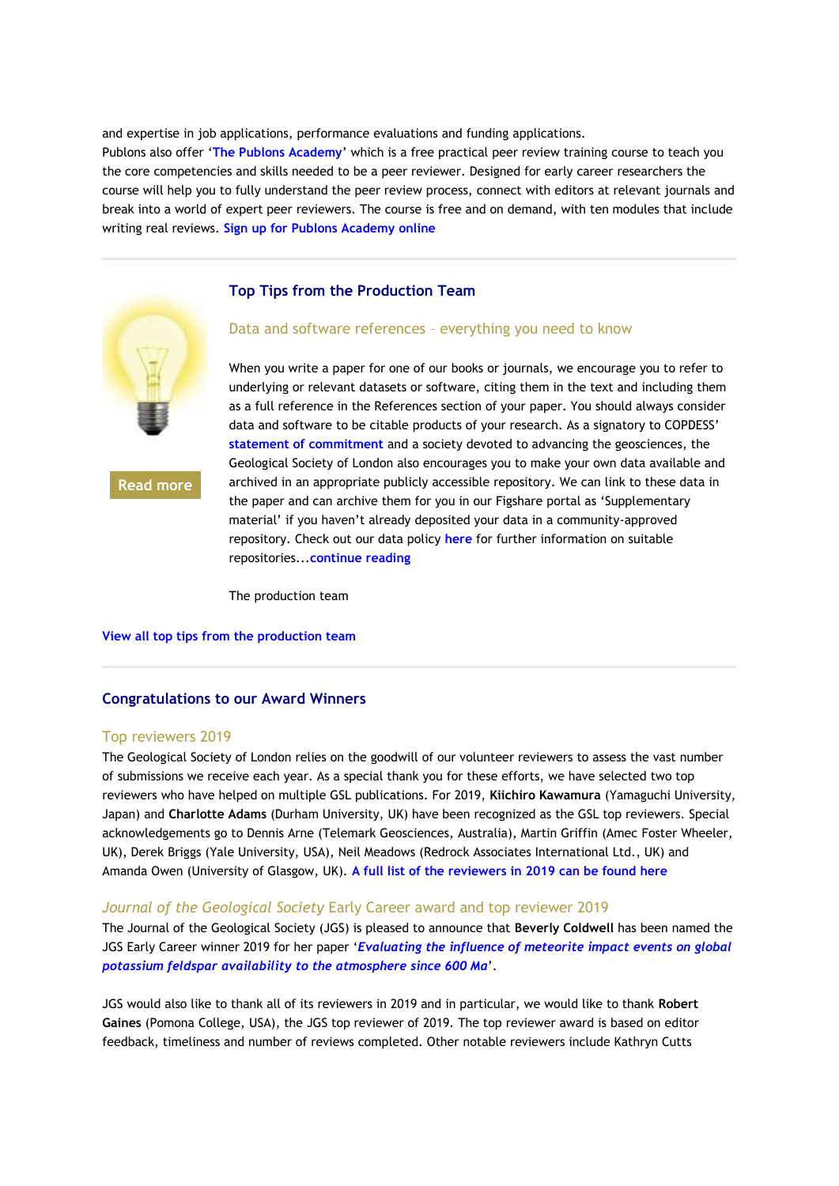and expertise in job applications, performance evaluations and funding applications.
Publons also offer '**The Publons Academy**' which is a free practical peer review training course to teach you the core competencies and skills needed to be a peer reviewer. Designed for early career researchers the course will help you to fully understand the peer review process, connect with editors at relevant journals and break into a world of expert peer reviewers. The course is free and on demand, with ten modules that include writing real reviews. **Sign up for Publons Academy online**

---

## Top Tips from the Production Team

### Data and software references – everything you need to know

**Read more**

When you write a paper for one of our books or journals, we encourage you to refer to underlying or relevant datasets or software, citing them in the text and including them as a full reference in the References section of your paper. You should always consider data and software to be citable products of your research. As a signatory to COPDESS' **statement of commitment** and a society devoted to advancing the geosciences, the Geological Society of London also encourages you to make your own data available and archived in an appropriate publicly accessible repository. We can link to these data in the paper and can archive them for you in our Figshare portal as 'Supplementary material' if you haven't already deposited your data in a community-approved repository. Check out our data policy **here** for further information on suitable repositories...**continue reading**

The production team

**View all top tips from the production team**

---

## Congratulations to our Award Winners

### Top reviewers 2019

The Geological Society of London relies on the goodwill of our volunteer reviewers to assess the vast number of submissions we receive each year. As a special thank you for these efforts, we have selected two top reviewers who have helped on multiple GSL publications. For 2019, **Kiichiro Kawamura** (Yamaguchi University, Japan) and **Charlotte Adams** (Durham University, UK) have been recognized as the GSL top reviewers. Special acknowledgements go to Dennis Arne (Telemark Geosciences, Australia), Martin Griffin (Amec Foster Wheeler, UK), Derek Briggs (Yale University, USA), Neil Meadows (Redrock Associates International Ltd., UK) and Amanda Owen (University of Glasgow, UK). **A full list of the reviewers in 2019 can be found here**

### *Journal of the Geological Society* Early Career award and top reviewer 2019

The Journal of the Geological Society (JGS) is pleased to announce that **Beverly Coldwell** has been named the JGS Early Career winner 2019 for her paper '***Evaluating the influence of meteorite impact events on global potassium feldspar availability to the atmosphere since 600 Ma***'.

JGS would also like to thank all of its reviewers in 2019 and in particular, we would like to thank **Robert Gaines** (Pomona College, USA), the JGS top reviewer of 2019. The top reviewer award is based on editor feedback, timeliness and number of reviews completed. Other notable reviewers include Kathryn Cutts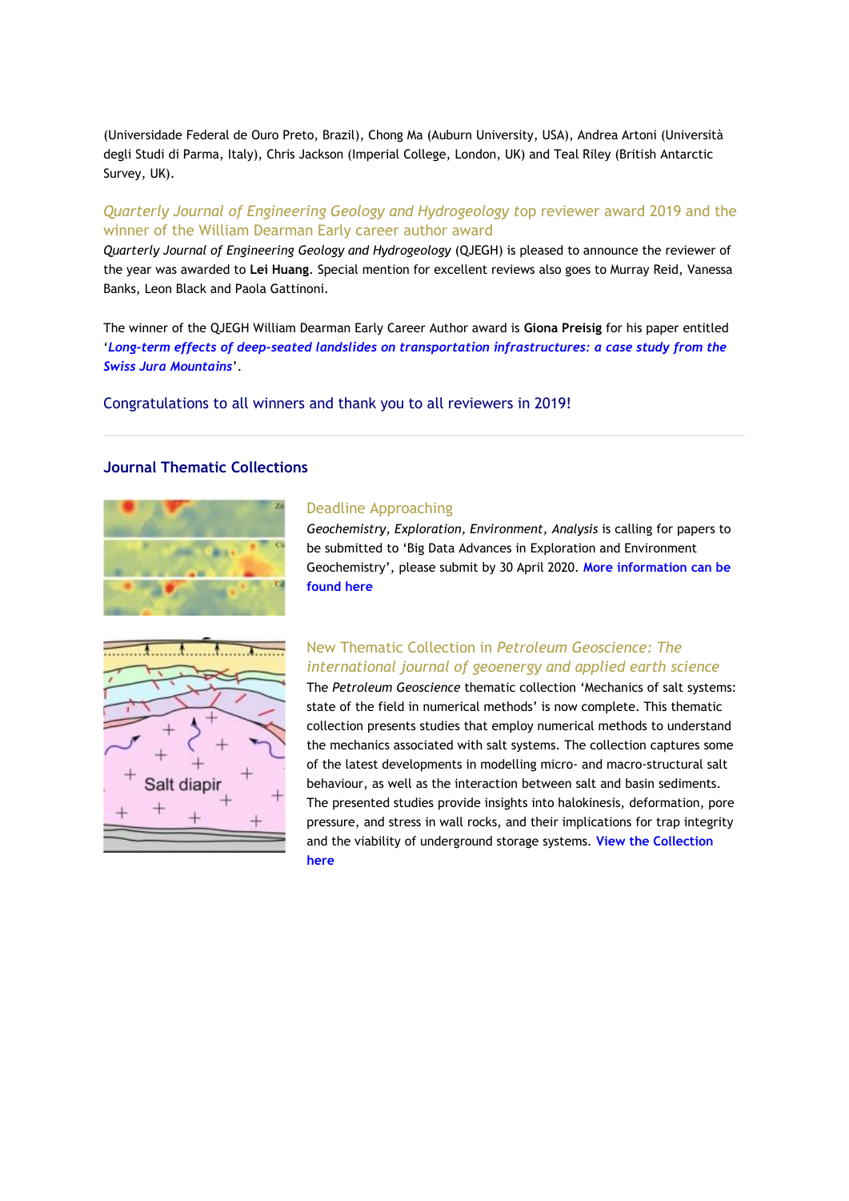(Universidade Federal de Ouro Preto, Brazil), Chong Ma (Auburn University, USA), Andrea Artoni (Università degli Studi di Parma, Italy), Chris Jackson (Imperial College, London, UK) and Teal Riley (British Antarctic Survey, UK).

### *Quarterly Journal of Engineering Geology and Hydrogeology* top reviewer award 2019 and the winner of the William Dearman Early career author award

*Quarterly Journal of Engineering Geology and Hydrogeology* (QJEGH) is pleased to announce the reviewer of the year was awarded to **Lei Huang**. Special mention for excellent reviews also goes to Murray Reid, Vanessa Banks, Leon Black and Paola Gattinoni.

The winner of the QJEGH William Dearman Early Career Author award is **Giona Preisig** for his paper entitled '***Long-term effects of deep-seated landslides on transportation infrastructures: a case study from the Swiss Jura Mountains***'.

Congratulations to all winners and thank you to all reviewers in 2019!

---

## Journal Thematic Collections

### Deadline Approaching

*Geochemistry, Exploration, Environment, Analysis* is calling for papers to be submitted to 'Big Data Advances in Exploration and Environment Geochemistry', please submit by 30 April 2020. **More information can be found here**

### New Thematic Collection in *Petroleum Geoscience: The international journal of geoenergy and applied earth science*

The *Petroleum Geoscience* thematic collection 'Mechanics of salt systems: state of the field in numerical methods' is now complete. This thematic collection presents studies that employ numerical methods to understand the mechanics associated with salt systems. The collection captures some of the latest developments in modelling micro- and macro-structural salt behaviour, as well as the interaction between salt and basin sediments. The presented studies provide insights into halokinesis, deformation, pore pressure, and stress in wall rocks, and their implications for trap integrity and the viability of underground storage systems. **View the Collection here**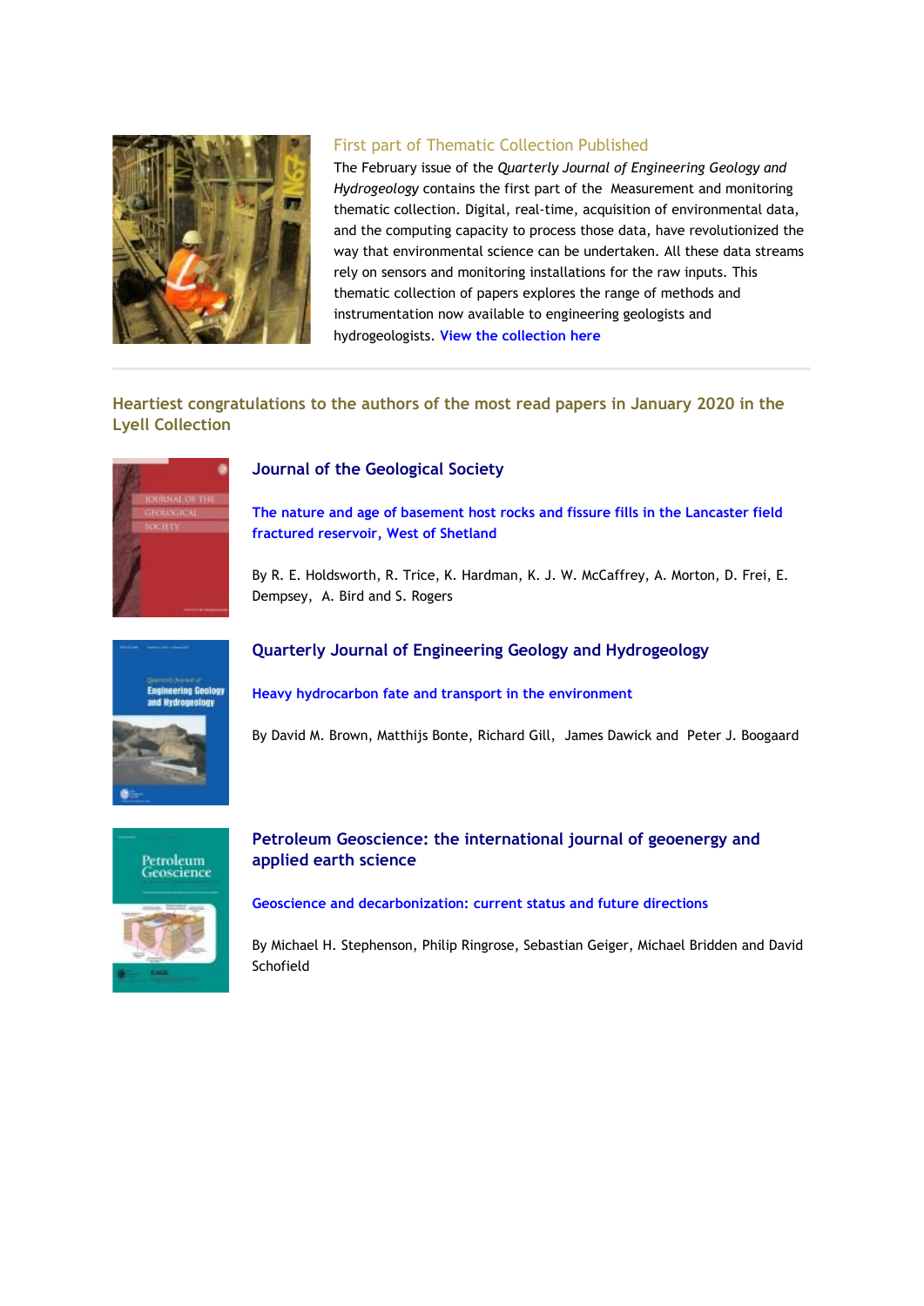### First part of Thematic Collection Published

The February issue of the *Quarterly Journal of Engineering Geology and Hydrogeology* contains the first part of the Measurement and monitoring thematic collection. Digital, real-time, acquisition of environmental data, and the computing capacity to process those data, have revolutionized the way that environmental science can be undertaken. All these data streams rely on sensors and monitoring installations for the raw inputs. This thematic collection of papers explores the range of methods and instrumentation now available to engineering geologists and hydrogeologists. View the collection here

---

## Heartiest congratulations to the authors of the most read papers in January 2020 in the Lyell Collection

### Journal of the Geological Society

**The nature and age of basement host rocks and fissure fills in the Lancaster field fractured reservoir, West of Shetland**

By R. E. Holdsworth, R. Trice, K. Hardman, K. J. W. McCaffrey, A. Morton, D. Frei, E. Dempsey, A. Bird and S. Rogers

### Quarterly Journal of Engineering Geology and Hydrogeology

**Heavy hydrocarbon fate and transport in the environment**

By David M. Brown, Matthijs Bonte, Richard Gill, James Dawick and Peter J. Boogaard

### Petroleum Geoscience: the international journal of geoenergy and applied earth science

**Geoscience and decarbonization: current status and future directions**

By Michael H. Stephenson, Philip Ringrose, Sebastian Geiger, Michael Bridden and David Schofield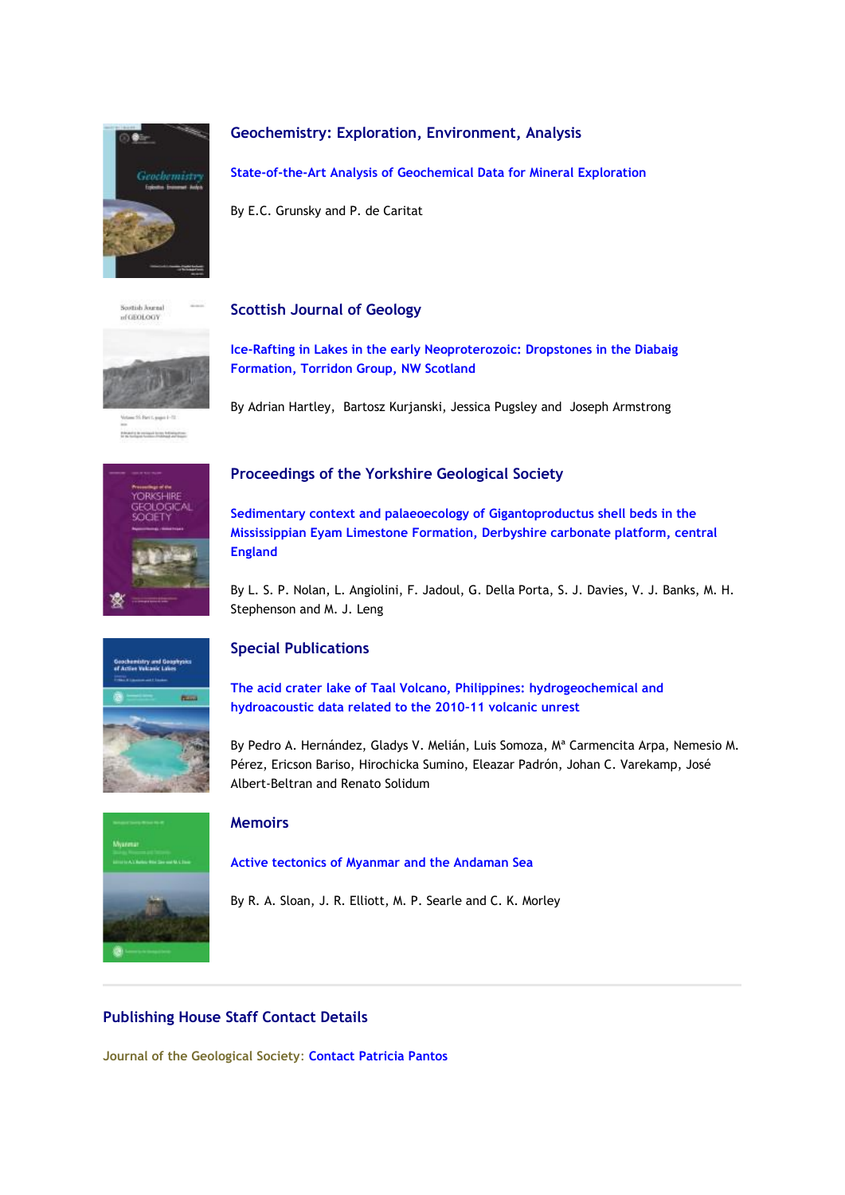### Geochemistry: Exploration, Environment, Analysis

**State-of-the-Art Analysis of Geochemical Data for Mineral Exploration**

By E.C. Grunsky and P. de Caritat

### Scottish Journal of Geology

**Ice-Rafting in Lakes in the early Neoproterozoic: Dropstones in the Diabaig Formation, Torridon Group, NW Scotland**

By Adrian Hartley, Bartosz Kurjanski, Jessica Pugsley and Joseph Armstrong

### Proceedings of the Yorkshire Geological Society

**Sedimentary context and palaeoecology of Gigantoproductus shell beds in the Mississippian Eyam Limestone Formation, Derbyshire carbonate platform, central England**

By L. S. P. Nolan, L. Angiolini, F. Jadoul, G. Della Porta, S. J. Davies, V. J. Banks, M. H. Stephenson and M. J. Leng

### Special Publications

**The acid crater lake of Taal Volcano, Philippines: hydrogeochemical and hydroacoustic data related to the 2010-11 volcanic unrest**

By Pedro A. Hernández, Gladys V. Melián, Luis Somoza, Mª Carmencita Arpa, Nemesio M. Pérez, Ericson Bariso, Hirochicka Sumino, Eleazar Padrón, Johan C. Varekamp, José Albert-Beltran and Renato Solidum

### Memoirs

**Active tectonics of Myanmar and the Andaman Sea**

By R. A. Sloan, J. R. Elliott, M. P. Searle and C. K. Morley

---

## Publishing House Staff Contact Details

Journal of the Geological Society: Contact Patricia Pantos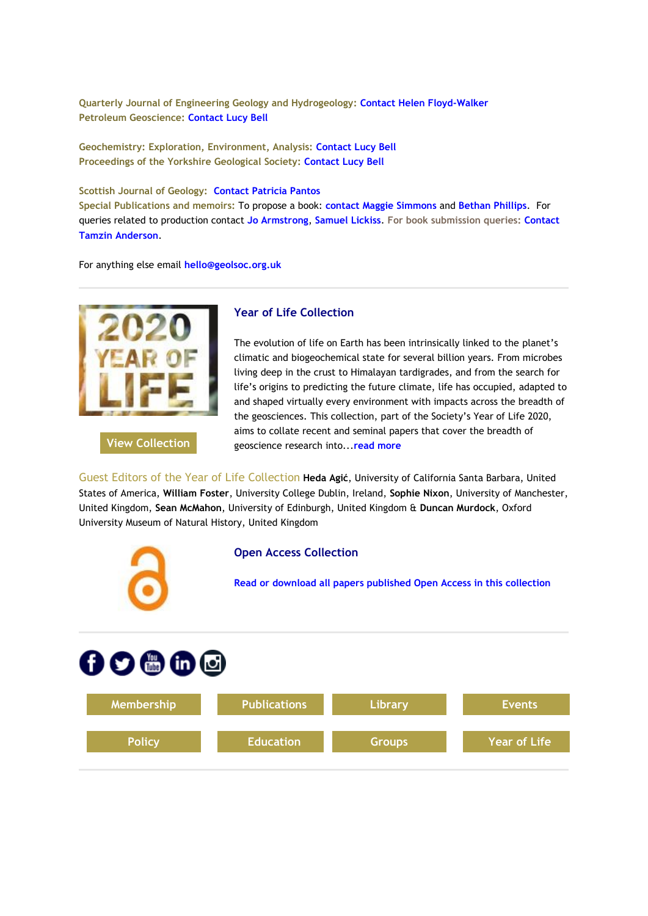**Quarterly Journal of Engineering Geology and Hydrogeology:** Contact Helen Floyd-Walker
**Petroleum Geoscience:** Contact Lucy Bell

**Geochemistry: Exploration, Environment, Analysis:** Contact Lucy Bell
**Proceedings of the Yorkshire Geological Society:** Contact Lucy Bell

**Scottish Journal of Geology:** Contact Patricia Pantos
**Special Publications and memoirs:** To propose a book: contact Maggie Simmons and Bethan Phillips. For queries related to production contact Jo Armstrong, Samuel Lickiss. For book submission queries: Contact Tamzin Anderson.

For anything else email hello@geolsoc.org.uk

---

View Collection

## Year of Life Collection

The evolution of life on Earth has been intrinsically linked to the planet's climatic and biogeochemical state for several billion years. From microbes living deep in the crust to Himalayan tardigrades, and from the search for life's origins to predicting the future climate, life has occupied, adapted to and shaped virtually every environment with impacts across the breadth of the geosciences. This collection, part of the Society's Year of Life 2020, aims to collate recent and seminal papers that cover the breadth of geoscience research into...read more

Guest Editors of the Year of Life Collection **Heda Agić**, University of California Santa Barbara, United States of America, **William Foster**, University College Dublin, Ireland, **Sophie Nixon**, University of Manchester, United Kingdom, **Sean McMahon**, University of Edinburgh, United Kingdom & **Duncan Murdock**, Oxford University Museum of Natural History, United Kingdom

## Open Access Collection

Read or download all papers published Open Access in this collection

---

| Membership | Publications | Library | Events |
|---|---|---|---|
| Policy | Education | Groups | Year of Life |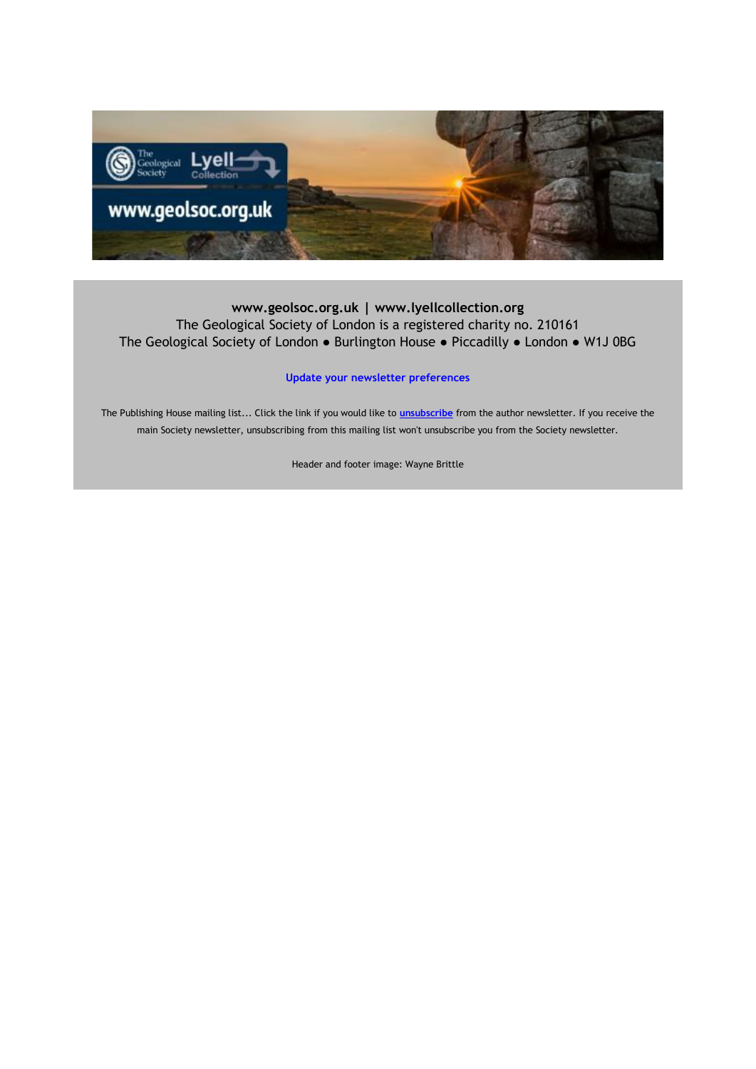**www.geolsoc.org.uk | www.lyellcollection.org**

The Geological Society of London is a registered charity no. 210161

The Geological Society of London ● Burlington House ● Piccadilly ● London ● W1J 0BG

**Update your newsletter preferences**

The Publishing House mailing list... Click the link if you would like to **unsubscribe** from the author newsletter. If you receive the main Society newsletter, unsubscribing from this mailing list won't unsubscribe you from the Society newsletter.

Header and footer image: Wayne Brittle